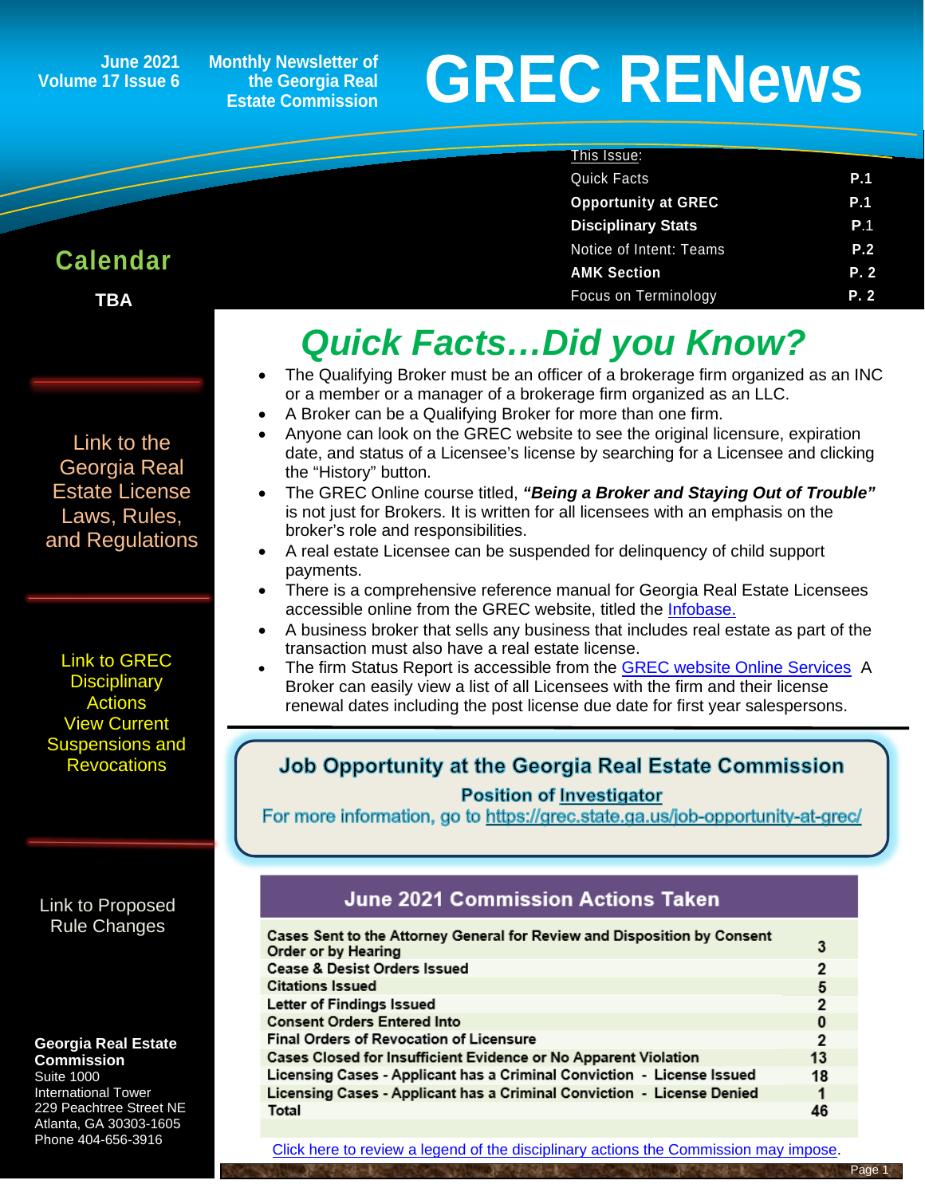June 2021
Volume 17 Issue 6

Monthly Newsletter of the Georgia Real Estate Commission

# GREC RENews

This Issue:

| | |
|---|---|
| Quick Facts | P.1 |
| **Opportunity at GREC** | **P.1** |
| **Disciplinary Stats** | **P.1** |
| Notice of Intent: Teams | P.2 |
| **AMK Section** | **P. 2** |
| Focus on Terminology | P. 2 |

## Calendar

**TBA**

Link to the Georgia Real Estate License Laws, Rules, and Regulations

Link to GREC Disciplinary Actions View Current Suspensions and Revocations

Link to Proposed Rule Changes

**Georgia Real Estate Commission**
Suite 1000
International Tower
229 Peachtree Street NE
Atlanta, GA 30303-1605
Phone 404-656-3916

## *Quick Facts…Did you Know?*

- The Qualifying Broker must be an officer of a brokerage firm organized as an INC or a member or a manager of a brokerage firm organized as an LLC.
- A Broker can be a Qualifying Broker for more than one firm.
- Anyone can look on the GREC website to see the original licensure, expiration date, and status of a Licensee's license by searching for a Licensee and clicking the "History" button.
- The GREC Online course titled, ***"Being a Broker and Staying Out of Trouble"*** is not just for Brokers. It is written for all licensees with an emphasis on the broker's role and responsibilities.
- A real estate Licensee can be suspended for delinquency of child support payments.
- There is a comprehensive reference manual for Georgia Real Estate Licensees accessible online from the GREC website, titled the Infobase.
- A business broker that sells any business that includes real estate as part of the transaction must also have a real estate license.
- The firm Status Report is accessible from the GREC website Online Services A Broker can easily view a list of all Licensees with the firm and their license renewal dates including the post license due date for first year salespersons.

### Job Opportunity at the Georgia Real Estate Commission

**Position of Investigator**

For more information, go to https://grec.state.ga.us/job-opportunity-at-grec/

### June 2021 Commission Actions Taken

| Action | Number |
|---|---|
| Cases Sent to the Attorney General for Review and Disposition by Consent Order or by Hearing | 3 |
| Cease & Desist Orders Issued | 2 |
| Citations Issued | 5 |
| Letter of Findings Issued | 2 |
| Consent Orders Entered Into | 0 |
| Final Orders of Revocation of Licensure | 2 |
| Cases Closed for Insufficient Evidence or No Apparent Violation | 13 |
| Licensing Cases - Applicant has a Criminal Conviction - License Issued | 18 |
| Licensing Cases - Applicant has a Criminal Conviction - License Denied | 1 |
| Total | 46 |

Click here to review a legend of the disciplinary actions the Commission may impose.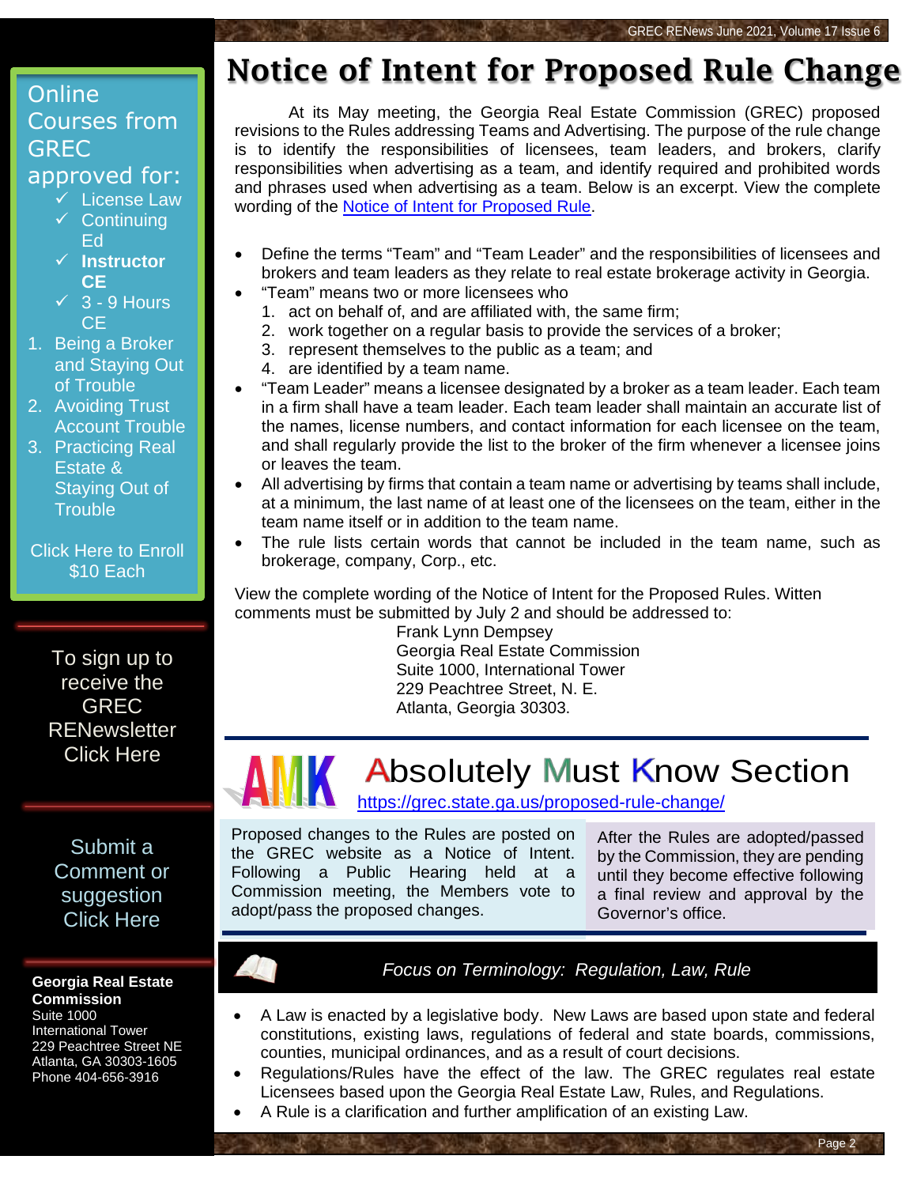# Notice of Intent for Proposed Rule Change

At its May meeting, the Georgia Real Estate Commission (GREC) proposed revisions to the Rules addressing Teams and Advertising. The purpose of the rule change is to identify the responsibilities of licensees, team leaders, and brokers, clarify responsibilities when advertising as a team, and identify required and prohibited words and phrases used when advertising as a team. Below is an excerpt. View the complete wording of the Notice of Intent for Proposed Rule.

- Define the terms "Team" and "Team Leader" and the responsibilities of licensees and brokers and team leaders as they relate to real estate brokerage activity in Georgia.
- "Team" means two or more licensees who
  1. act on behalf of, and are affiliated with, the same firm;
  2. work together on a regular basis to provide the services of a broker;
  3. represent themselves to the public as a team; and
  4. are identified by a team name.
- "Team Leader" means a licensee designated by a broker as a team leader. Each team in a firm shall have a team leader. Each team leader shall maintain an accurate list of the names, license numbers, and contact information for each licensee on the team, and shall regularly provide the list to the broker of the firm whenever a licensee joins or leaves the team.
- All advertising by firms that contain a team name or advertising by teams shall include, at a minimum, the last name of at least one of the licensees on the team, either in the team name itself or in addition to the team name.
- The rule lists certain words that cannot be included in the team name, such as brokerage, company, Corp., etc.

View the complete wording of the Notice of Intent for the Proposed Rules. Witten comments must be submitted by July 2 and should be addressed to:

Frank Lynn Dempsey
Georgia Real Estate Commission
Suite 1000, International Tower
229 Peachtree Street, N. E.
Atlanta, Georgia 30303.

## AMK Absolutely Must Know Section

https://grec.state.ga.us/proposed-rule-change/

Proposed changes to the Rules are posted on the GREC website as a Notice of Intent. Following a Public Hearing held at a Commission meeting, the Members vote to adopt/pass the proposed changes.

After the Rules are adopted/passed by the Commission, they are pending until they become effective following a final review and approval by the Governor's office.

### *Focus on Terminology: Regulation, Law, Rule*

- A Law is enacted by a legislative body. New Laws are based upon state and federal constitutions, existing laws, regulations of federal and state boards, commissions, counties, municipal ordinances, and as a result of court decisions.
- Regulations/Rules have the effect of the law. The GREC regulates real estate Licensees based upon the Georgia Real Estate Law, Rules, and Regulations.
- A Rule is a clarification and further amplification of an existing Law.

---

## Online Courses from GREC approved for:

- ✓ License Law
- ✓ Continuing Ed
- ✓ **Instructor CE**
- ✓ 3 - 9 Hours CE

1. Being a Broker and Staying Out of Trouble
2. Avoiding Trust Account Trouble
3. Practicing Real Estate & Staying Out of Trouble

Click Here to Enroll
$10 Each

To sign up to receive the GREC RENewsletter Click Here

Submit a Comment or suggestion Click Here

**Georgia Real Estate Commission**
Suite 1000
International Tower
229 Peachtree Street NE
Atlanta, GA 30303-1605
Phone 404-656-3916